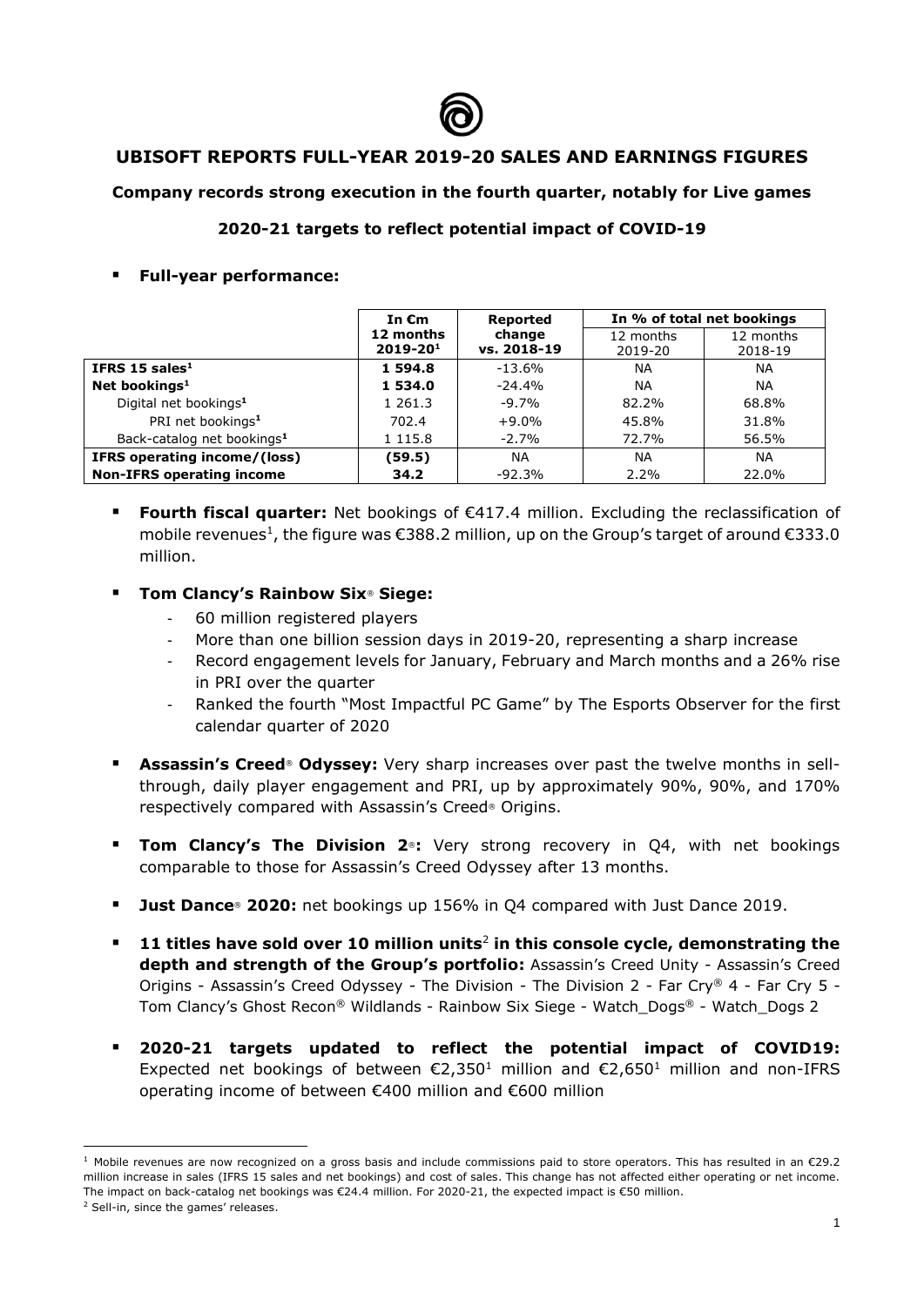# UBISOFT REPORTS FULL-YEAR 2019-20 SALES AND EARNINGS FIGURES

**Company records strong execution in the fourth quarter, notably for Live games**

**2020-21 targets to reflect potential impact of COVID-19**

- **Full-year performance:**

| | In €m 12 months 2019-20[1] | Reported change vs. 2018-19 | In % of total net bookings | |
|---|---|---|---|---|
| | | | 12 months 2019-20 | 12 months 2018-19 |
| **IFRS 15 sales[1]** | **1 594.8** | -13.6% | NA | NA |
| **Net bookings[1]** | **1 534.0** | -24.4% | NA | NA |
| Digital net bookings[1] | 1 261.3 | -9.7% | 82.2% | 68.8% |
| PRI net bookings[1] | 702.4 | +9.0% | 45.8% | 31.8% |
| Back-catalog net bookings[1] | 1 115.8 | -2.7% | 72.7% | 56.5% |
| **IFRS operating income/(loss)** | **(59.5)** | NA | NA | NA |
| **Non-IFRS operating income** | **34.2** | -92.3% | 2.2% | 22.0% |

- **Fourth fiscal quarter:** Net bookings of €417.4 million. Excluding the reclassification of mobile revenues[1], the figure was €388.2 million, up on the Group's target of around €333.0 million.

- **Tom Clancy's Rainbow Six® Siege:**
  - 60 million registered players
  - More than one billion session days in 2019-20, representing a sharp increase
  - Record engagement levels for January, February and March months and a 26% rise in PRI over the quarter
  - Ranked the fourth "Most Impactful PC Game" by The Esports Observer for the first calendar quarter of 2020

- **Assassin's Creed® Odyssey:** Very sharp increases over past the twelve months in sell-through, daily player engagement and PRI, up by approximately 90%, 90%, and 170% respectively compared with Assassin's Creed® Origins.

- **Tom Clancy's The Division 2®:** Very strong recovery in Q4, with net bookings comparable to those for Assassin's Creed Odyssey after 13 months.

- **Just Dance® 2020:** net bookings up 156% in Q4 compared with Just Dance 2019.

- **11 titles have sold over 10 million units[2] in this console cycle, demonstrating the depth and strength of the Group's portfolio:** Assassin's Creed Unity - Assassin's Creed Origins - Assassin's Creed Odyssey - The Division - The Division 2 - Far Cry® 4 - Far Cry 5 - Tom Clancy's Ghost Recon® Wildlands - Rainbow Six Siege - Watch_Dogs® - Watch_Dogs 2

- **2020-21 targets updated to reflect the potential impact of COVID19:** Expected net bookings of between €2,350[1] million and €2,650[1] million and non-IFRS operating income of between €400 million and €600 million

---

[1] Mobile revenues are now recognized on a gross basis and include commissions paid to store operators. This has resulted in an €29.2 million increase in sales (IFRS 15 sales and net bookings) and cost of sales. This change has not affected either operating or net income. The impact on back-catalog net bookings was €24.4 million. For 2020-21, the expected impact is €50 million.

[2] Sell-in, since the games' releases.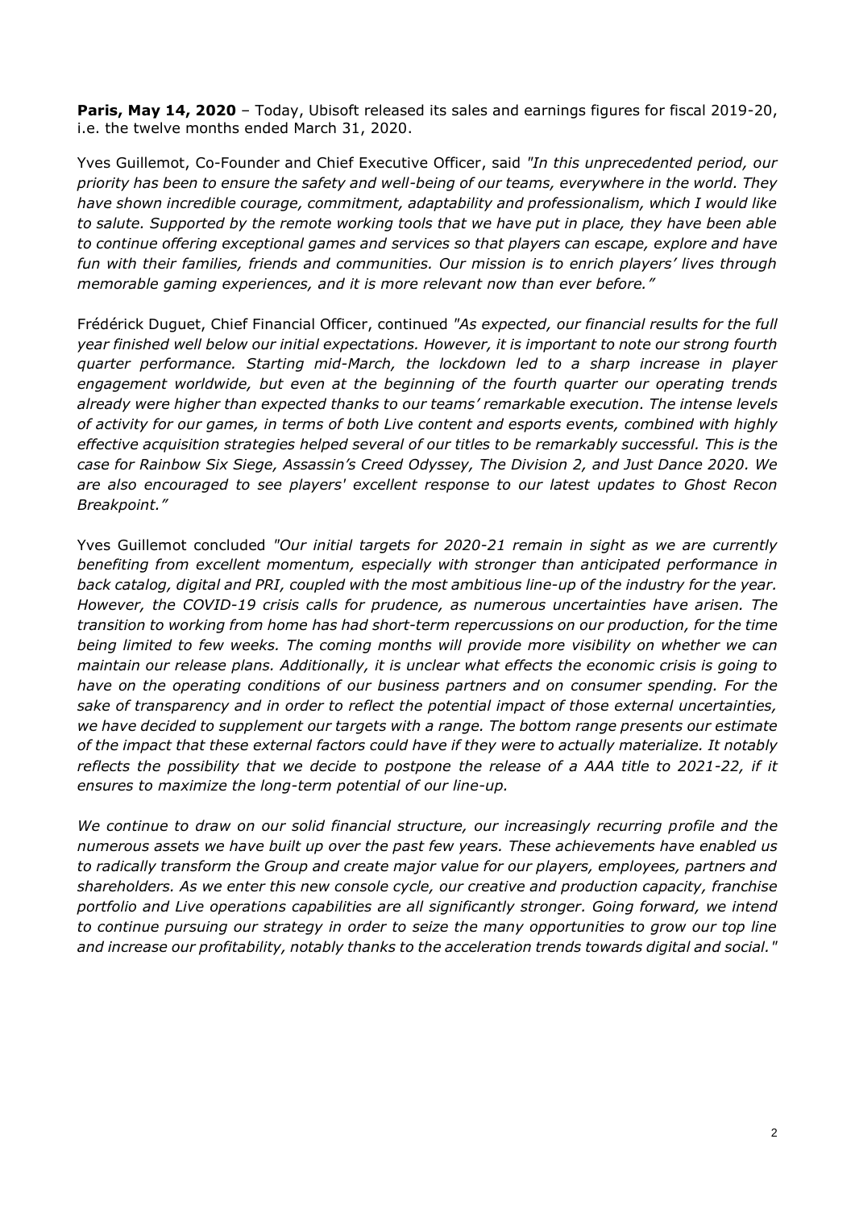**Paris, May 14, 2020** – Today, Ubisoft released its sales and earnings figures for fiscal 2019-20, i.e. the twelve months ended March 31, 2020.

Yves Guillemot, Co-Founder and Chief Executive Officer, said *"In this unprecedented period, our priority has been to ensure the safety and well-being of our teams, everywhere in the world. They have shown incredible courage, commitment, adaptability and professionalism, which I would like to salute. Supported by the remote working tools that we have put in place, they have been able to continue offering exceptional games and services so that players can escape, explore and have fun with their families, friends and communities. Our mission is to enrich players' lives through memorable gaming experiences, and it is more relevant now than ever before."*

Frédérick Duguet, Chief Financial Officer, continued *"As expected, our financial results for the full year finished well below our initial expectations. However, it is important to note our strong fourth quarter performance. Starting mid-March, the lockdown led to a sharp increase in player engagement worldwide, but even at the beginning of the fourth quarter our operating trends already were higher than expected thanks to our teams' remarkable execution. The intense levels of activity for our games, in terms of both Live content and esports events, combined with highly effective acquisition strategies helped several of our titles to be remarkably successful. This is the case for Rainbow Six Siege, Assassin's Creed Odyssey, The Division 2, and Just Dance 2020. We are also encouraged to see players' excellent response to our latest updates to Ghost Recon Breakpoint."*

Yves Guillemot concluded *"Our initial targets for 2020-21 remain in sight as we are currently benefiting from excellent momentum, especially with stronger than anticipated performance in back catalog, digital and PRI, coupled with the most ambitious line-up of the industry for the year. However, the COVID-19 crisis calls for prudence, as numerous uncertainties have arisen. The transition to working from home has had short-term repercussions on our production, for the time being limited to few weeks. The coming months will provide more visibility on whether we can maintain our release plans. Additionally, it is unclear what effects the economic crisis is going to have on the operating conditions of our business partners and on consumer spending. For the sake of transparency and in order to reflect the potential impact of those external uncertainties, we have decided to supplement our targets with a range. The bottom range presents our estimate of the impact that these external factors could have if they were to actually materialize. It notably reflects the possibility that we decide to postpone the release of a AAA title to 2021-22, if it ensures to maximize the long-term potential of our line-up.*

*We continue to draw on our solid financial structure, our increasingly recurring profile and the numerous assets we have built up over the past few years. These achievements have enabled us to radically transform the Group and create major value for our players, employees, partners and shareholders. As we enter this new console cycle, our creative and production capacity, franchise portfolio and Live operations capabilities are all significantly stronger. Going forward, we intend to continue pursuing our strategy in order to seize the many opportunities to grow our top line and increase our profitability, notably thanks to the acceleration trends towards digital and social."*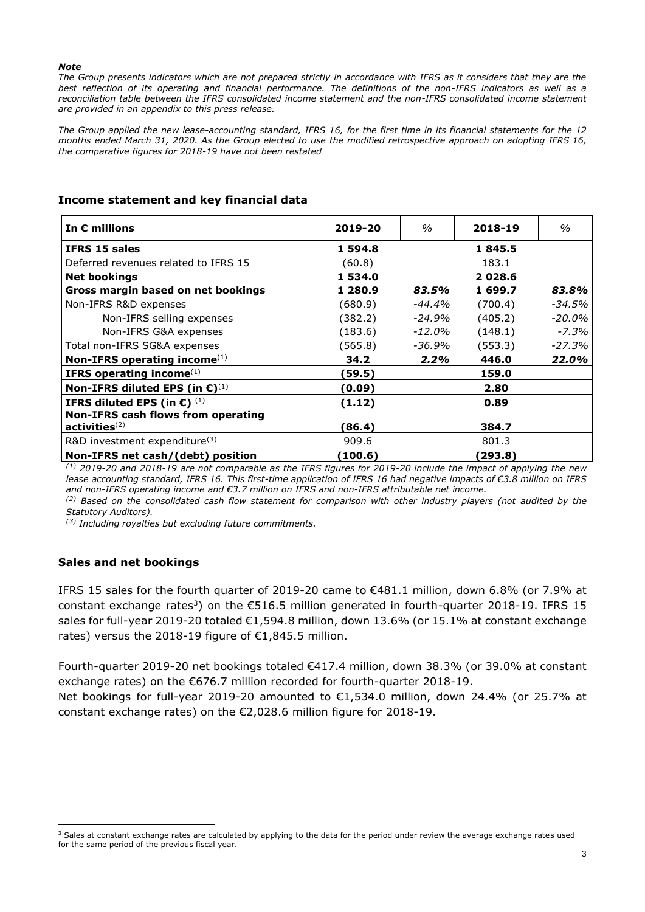***Note***

*The Group presents indicators which are not prepared strictly in accordance with IFRS as it considers that they are the best reflection of its operating and financial performance. The definitions of the non-IFRS indicators as well as a reconciliation table between the IFRS consolidated income statement and the non-IFRS consolidated income statement are provided in an appendix to this press release.*

*The Group applied the new lease-accounting standard, IFRS 16, for the first time in its financial statements for the 12 months ended March 31, 2020. As the Group elected to use the modified retrospective approach on adopting IFRS 16, the comparative figures for 2018-19 have not been restated*

## Income statement and key financial data

| In € millions | 2019-20 | % | 2018-19 | % |
|---|---|---|---|---|
| **IFRS 15 sales** | **1 594.8** | | **1 845.5** | |
| Deferred revenues related to IFRS 15 | (60.8) | | 183.1 | |
| **Net bookings** | **1 534.0** | | **2 028.6** | |
| **Gross margin based on net bookings** | **1 280.9** | ***83.5%*** | **1 699.7** | ***83.8%*** |
| Non-IFRS R&D expenses | (680.9) | *-44.4%* | (700.4) | *-34.5%* |
| Non-IFRS selling expenses | (382.2) | *-24.9%* | (405.2) | *-20.0%* |
| Non-IFRS G&A expenses | (183.6) | *-12.0%* | (148.1) | *-7.3%* |
| Total non-IFRS SG&A expenses | (565.8) | *-36.9%* | (553.3) | *-27.3%* |
| **Non-IFRS operating income**(1) | **34.2** | ***2.2%*** | **446.0** | ***22.0%*** |
| **IFRS operating income**(1) | **(59.5)** | | **159.0** | |
| **Non-IFRS diluted EPS (in €)**(1) | **(0.09)** | | **2.80** | |
| **IFRS diluted EPS (in €)** (1) | **(1.12)** | | **0.89** | |
| **Non-IFRS cash flows from operating activities**(2) | **(86.4)** | | **384.7** | |
| R&D investment expenditure(3) | 909.6 | | 801.3 | |
| **Non-IFRS net cash/(debt) position** | **(100.6)** | | **(293.8)** | |

*(1) 2019-20 and 2018-19 are not comparable as the IFRS figures for 2019-20 include the impact of applying the new lease accounting standard, IFRS 16. This first-time application of IFRS 16 had negative impacts of €3.8 million on IFRS and non-IFRS operating income and €3.7 million on IFRS and non-IFRS attributable net income.*

*(2) Based on the consolidated cash flow statement for comparison with other industry players (not audited by the Statutory Auditors).*

*(3) Including royalties but excluding future commitments.*

## Sales and net bookings

IFRS 15 sales for the fourth quarter of 2019-20 came to €481.1 million, down 6.8% (or 7.9% at constant exchange rates[3]) on the €516.5 million generated in fourth-quarter 2018-19. IFRS 15 sales for full-year 2019-20 totaled €1,594.8 million, down 13.6% (or 15.1% at constant exchange rates) versus the 2018-19 figure of €1,845.5 million.

Fourth-quarter 2019-20 net bookings totaled €417.4 million, down 38.3% (or 39.0% at constant exchange rates) on the €676.7 million recorded for fourth-quarter 2018-19.
Net bookings for full-year 2019-20 amounted to €1,534.0 million, down 24.4% (or 25.7% at constant exchange rates) on the €2,028.6 million figure for 2018-19.

[3] Sales at constant exchange rates are calculated by applying to the data for the period under review the average exchange rates used for the same period of the previous fiscal year.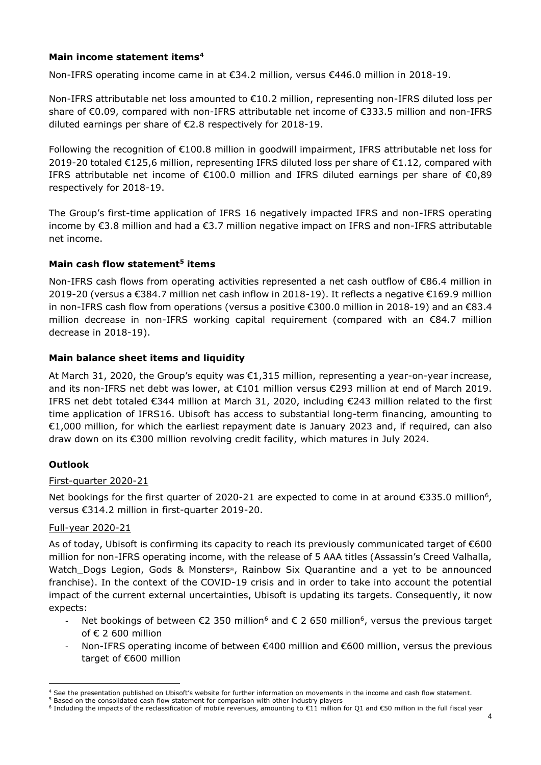### Main income statement items[4]

Non-IFRS operating income came in at €34.2 million, versus €446.0 million in 2018-19.

Non-IFRS attributable net loss amounted to €10.2 million, representing non-IFRS diluted loss per share of €0.09, compared with non-IFRS attributable net income of €333.5 million and non-IFRS diluted earnings per share of €2.8 respectively for 2018-19.

Following the recognition of €100.8 million in goodwill impairment, IFRS attributable net loss for 2019-20 totaled €125,6 million, representing IFRS diluted loss per share of €1.12, compared with IFRS attributable net income of €100.0 million and IFRS diluted earnings per share of €0,89 respectively for 2018-19.

The Group's first-time application of IFRS 16 negatively impacted IFRS and non-IFRS operating income by €3.8 million and had a €3.7 million negative impact on IFRS and non-IFRS attributable net income.

### Main cash flow statement[5] items

Non-IFRS cash flows from operating activities represented a net cash outflow of €86.4 million in 2019-20 (versus a €384.7 million net cash inflow in 2018-19). It reflects a negative €169.9 million in non-IFRS cash flow from operations (versus a positive €300.0 million in 2018-19) and an €83.4 million decrease in non-IFRS working capital requirement (compared with an €84.7 million decrease in 2018-19).

### Main balance sheet items and liquidity

At March 31, 2020, the Group's equity was €1,315 million, representing a year-on-year increase, and its non-IFRS net debt was lower, at €101 million versus €293 million at end of March 2019. IFRS net debt totaled €344 million at March 31, 2020, including €243 million related to the first time application of IFRS16. Ubisoft has access to substantial long-term financing, amounting to €1,000 million, for which the earliest repayment date is January 2023 and, if required, can also draw down on its €300 million revolving credit facility, which matures in July 2024.

### Outlook

First-quarter 2020-21

Net bookings for the first quarter of 2020-21 are expected to come in at around €335.0 million[6], versus €314.2 million in first-quarter 2019-20.

Full-year 2020-21

As of today, Ubisoft is confirming its capacity to reach its previously communicated target of €600 million for non-IFRS operating income, with the release of 5 AAA titles (Assassin's Creed Valhalla, Watch_Dogs Legion, Gods & Monsters®, Rainbow Six Quarantine and a yet to be announced franchise). In the context of the COVID-19 crisis and in order to take into account the potential impact of the current external uncertainties, Ubisoft is updating its targets. Consequently, it now expects:

- Net bookings of between €2 350 million[6] and € 2 650 million[6], versus the previous target of € 2 600 million
- Non-IFRS operating income of between €400 million and €600 million, versus the previous target of €600 million

---

[4] See the presentation published on Ubisoft's website for further information on movements in the income and cash flow statement.

[5] Based on the consolidated cash flow statement for comparison with other industry players

[6] Including the impacts of the reclassification of mobile revenues, amounting to €11 million for Q1 and €50 million in the full fiscal year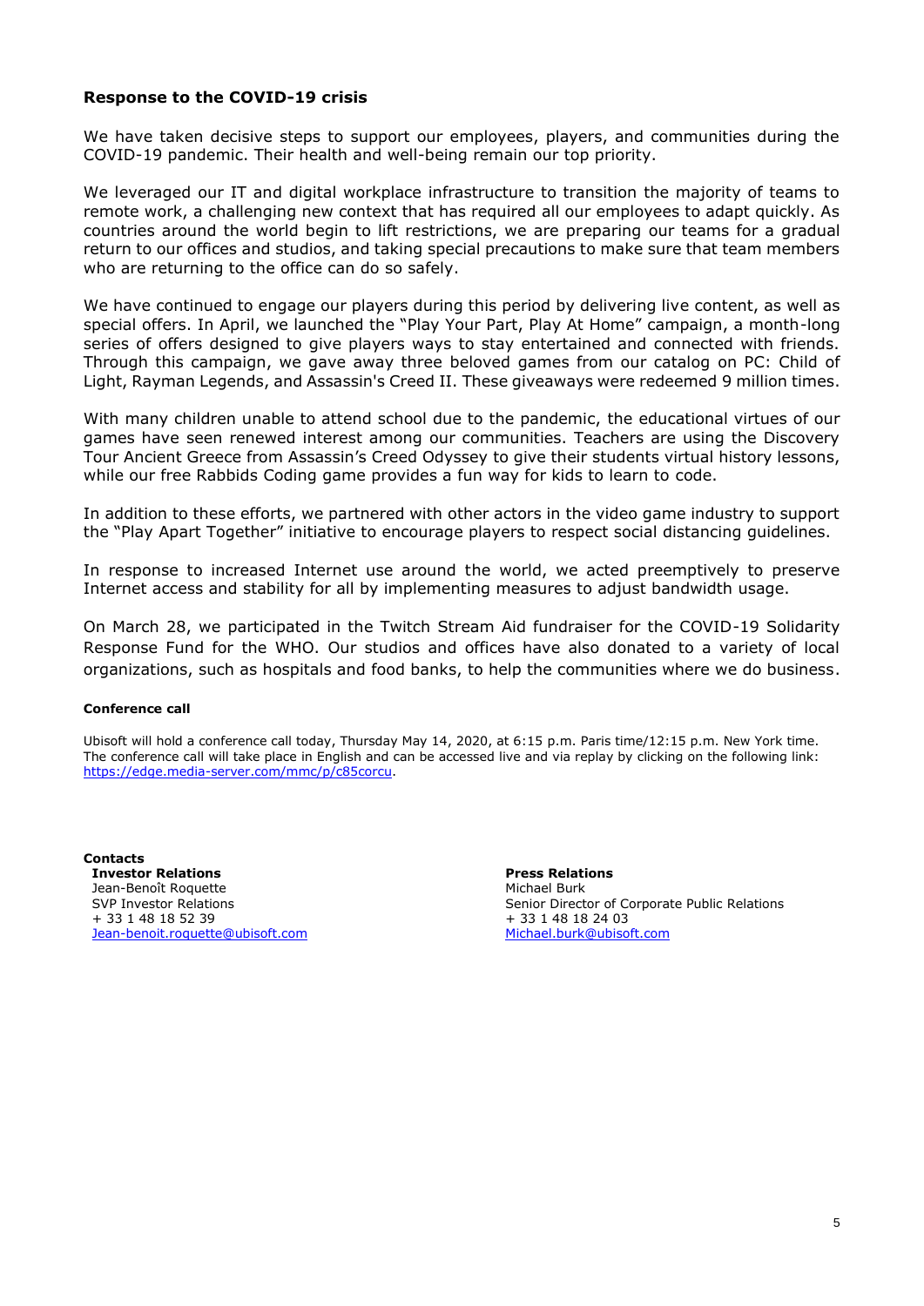**Response to the COVID-19 crisis**

We have taken decisive steps to support our employees, players, and communities during the COVID-19 pandemic. Their health and well-being remain our top priority.

We leveraged our IT and digital workplace infrastructure to transition the majority of teams to remote work, a challenging new context that has required all our employees to adapt quickly. As countries around the world begin to lift restrictions, we are preparing our teams for a gradual return to our offices and studios, and taking special precautions to make sure that team members who are returning to the office can do so safely.

We have continued to engage our players during this period by delivering live content, as well as special offers. In April, we launched the "Play Your Part, Play At Home" campaign, a month-long series of offers designed to give players ways to stay entertained and connected with friends. Through this campaign, we gave away three beloved games from our catalog on PC: Child of Light, Rayman Legends, and Assassin's Creed II. These giveaways were redeemed 9 million times.

With many children unable to attend school due to the pandemic, the educational virtues of our games have seen renewed interest among our communities. Teachers are using the Discovery Tour Ancient Greece from Assassin's Creed Odyssey to give their students virtual history lessons, while our free Rabbids Coding game provides a fun way for kids to learn to code.

In addition to these efforts, we partnered with other actors in the video game industry to support the "Play Apart Together" initiative to encourage players to respect social distancing guidelines.

In response to increased Internet use around the world, we acted preemptively to preserve Internet access and stability for all by implementing measures to adjust bandwidth usage.

On March 28, we participated in the Twitch Stream Aid fundraiser for the COVID-19 Solidarity Response Fund for the WHO. Our studios and offices have also donated to a variety of local organizations, such as hospitals and food banks, to help the communities where we do business.

**Conference call**

Ubisoft will hold a conference call today, Thursday May 14, 2020, at 6:15 p.m. Paris time/12:15 p.m. New York time. The conference call will take place in English and can be accessed live and via replay by clicking on the following link: https://edge.media-server.com/mmc/p/c85corcu.

**Contacts**

**Investor Relations**
Jean-Benoît Roquette
SVP Investor Relations
+ 33 1 48 18 52 39
Jean-benoit.roquette@ubisoft.com

**Press Relations**
Michael Burk
Senior Director of Corporate Public Relations
+ 33 1 48 18 24 03
Michael.burk@ubisoft.com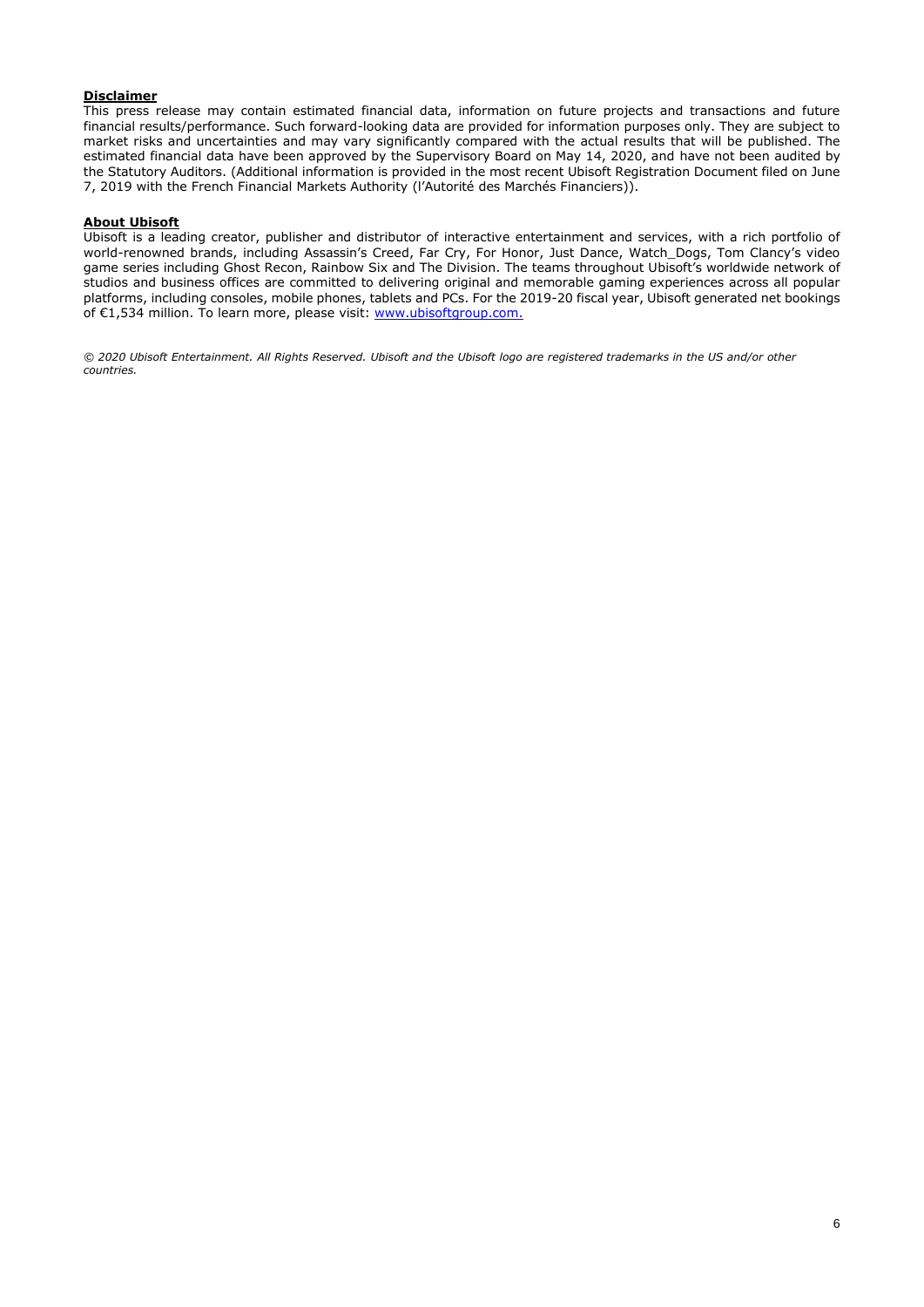**Disclaimer**

This press release may contain estimated financial data, information on future projects and transactions and future financial results/performance. Such forward-looking data are provided for information purposes only. They are subject to market risks and uncertainties and may vary significantly compared with the actual results that will be published. The estimated financial data have been approved by the Supervisory Board on May 14, 2020, and have not been audited by the Statutory Auditors. (Additional information is provided in the most recent Ubisoft Registration Document filed on June 7, 2019 with the French Financial Markets Authority (l'Autorité des Marchés Financiers)).

**About Ubisoft**

Ubisoft is a leading creator, publisher and distributor of interactive entertainment and services, with a rich portfolio of world-renowned brands, including Assassin's Creed, Far Cry, For Honor, Just Dance, Watch_Dogs, Tom Clancy's video game series including Ghost Recon, Rainbow Six and The Division. The teams throughout Ubisoft's worldwide network of studios and business offices are committed to delivering original and memorable gaming experiences across all popular platforms, including consoles, mobile phones, tablets and PCs. For the 2019-20 fiscal year, Ubisoft generated net bookings of €1,534 million. To learn more, please visit: www.ubisoftgroup.com.

*© 2020 Ubisoft Entertainment. All Rights Reserved. Ubisoft and the Ubisoft logo are registered trademarks in the US and/or other countries.*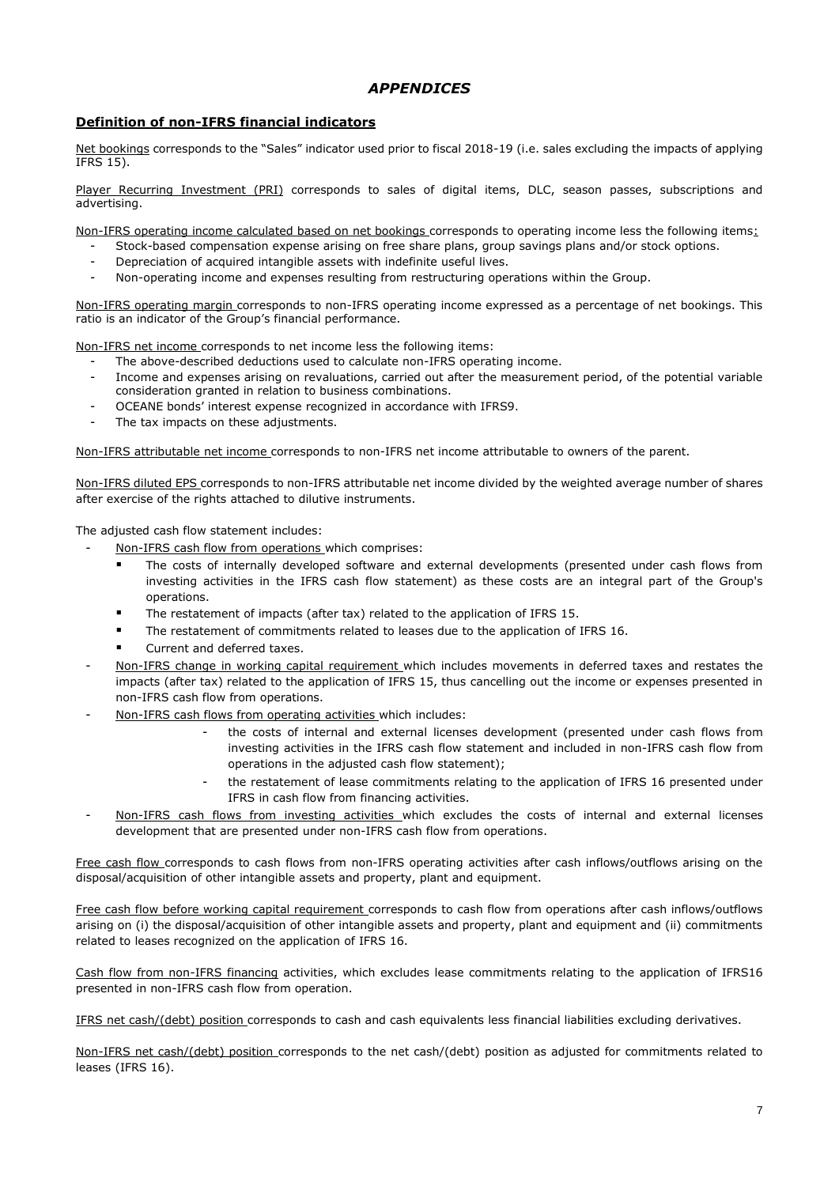# *APPENDICES*

## Definition of non-IFRS financial indicators

Net bookings corresponds to the "Sales" indicator used prior to fiscal 2018-19 (i.e. sales excluding the impacts of applying IFRS 15).

Player Recurring Investment (PRI) corresponds to sales of digital items, DLC, season passes, subscriptions and advertising.

Non-IFRS operating income calculated based on net bookings corresponds to operating income less the following items:

- Stock-based compensation expense arising on free share plans, group savings plans and/or stock options.
- Depreciation of acquired intangible assets with indefinite useful lives.
- Non-operating income and expenses resulting from restructuring operations within the Group.

Non-IFRS operating margin corresponds to non-IFRS operating income expressed as a percentage of net bookings. This ratio is an indicator of the Group's financial performance.

Non-IFRS net income corresponds to net income less the following items:

- The above-described deductions used to calculate non-IFRS operating income.
- Income and expenses arising on revaluations, carried out after the measurement period, of the potential variable consideration granted in relation to business combinations.
- OCEANE bonds' interest expense recognized in accordance with IFRS9.
- The tax impacts on these adjustments.

Non-IFRS attributable net income corresponds to non-IFRS net income attributable to owners of the parent.

Non-IFRS diluted EPS corresponds to non-IFRS attributable net income divided by the weighted average number of shares after exercise of the rights attached to dilutive instruments.

The adjusted cash flow statement includes:

- Non-IFRS cash flow from operations which comprises:
  - The costs of internally developed software and external developments (presented under cash flows from investing activities in the IFRS cash flow statement) as these costs are an integral part of the Group's operations.
  - The restatement of impacts (after tax) related to the application of IFRS 15.
  - The restatement of commitments related to leases due to the application of IFRS 16.
  - Current and deferred taxes.
- Non-IFRS change in working capital requirement which includes movements in deferred taxes and restates the impacts (after tax) related to the application of IFRS 15, thus cancelling out the income or expenses presented in non-IFRS cash flow from operations.
- Non-IFRS cash flows from operating activities which includes:
  - the costs of internal and external licenses development (presented under cash flows from investing activities in the IFRS cash flow statement and included in non-IFRS cash flow from operations in the adjusted cash flow statement);
  - the restatement of lease commitments relating to the application of IFRS 16 presented under IFRS in cash flow from financing activities.
- Non-IFRS cash flows from investing activities which excludes the costs of internal and external licenses development that are presented under non-IFRS cash flow from operations.

Free cash flow corresponds to cash flows from non-IFRS operating activities after cash inflows/outflows arising on the disposal/acquisition of other intangible assets and property, plant and equipment.

Free cash flow before working capital requirement corresponds to cash flow from operations after cash inflows/outflows arising on (i) the disposal/acquisition of other intangible assets and property, plant and equipment and (ii) commitments related to leases recognized on the application of IFRS 16.

Cash flow from non-IFRS financing activities, which excludes lease commitments relating to the application of IFRS16 presented in non-IFRS cash flow from operation.

IFRS net cash/(debt) position corresponds to cash and cash equivalents less financial liabilities excluding derivatives.

Non-IFRS net cash/(debt) position corresponds to the net cash/(debt) position as adjusted for commitments related to leases (IFRS 16).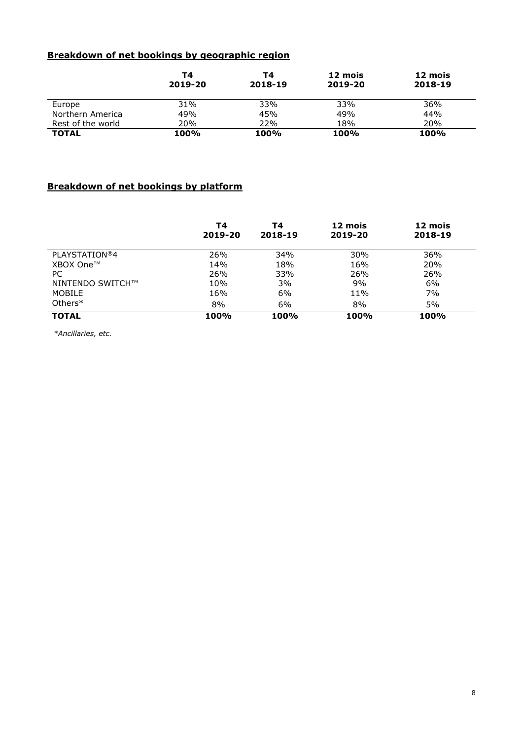**Breakdown of net bookings by geographic region**

| | T4 2019-20 | T4 2018-19 | 12 mois 2019-20 | 12 mois 2018-19 |
|---|---|---|---|---|
| Europe | 31% | 33% | 33% | 36% |
| Northern America | 49% | 45% | 49% | 44% |
| Rest of the world | 20% | 22% | 18% | 20% |
| **TOTAL** | **100%** | **100%** | **100%** | **100%** |

**Breakdown of net bookings by platform**

| | T4 2019-20 | T4 2018-19 | 12 mois 2019-20 | 12 mois 2018-19 |
|---|---|---|---|---|
| PLAYSTATION®4 | 26% | 34% | 30% | 36% |
| XBOX One™ | 14% | 18% | 16% | 20% |
| PC | 26% | 33% | 26% | 26% |
| NINTENDO SWITCH™ | 10% | 3% | 9% | 6% |
| MOBILE | 16% | 6% | 11% | 7% |
| Others* | 8% | 6% | 8% | 5% |
| **TOTAL** | **100%** | **100%** | **100%** | **100%** |

*\*Ancillaries, etc.*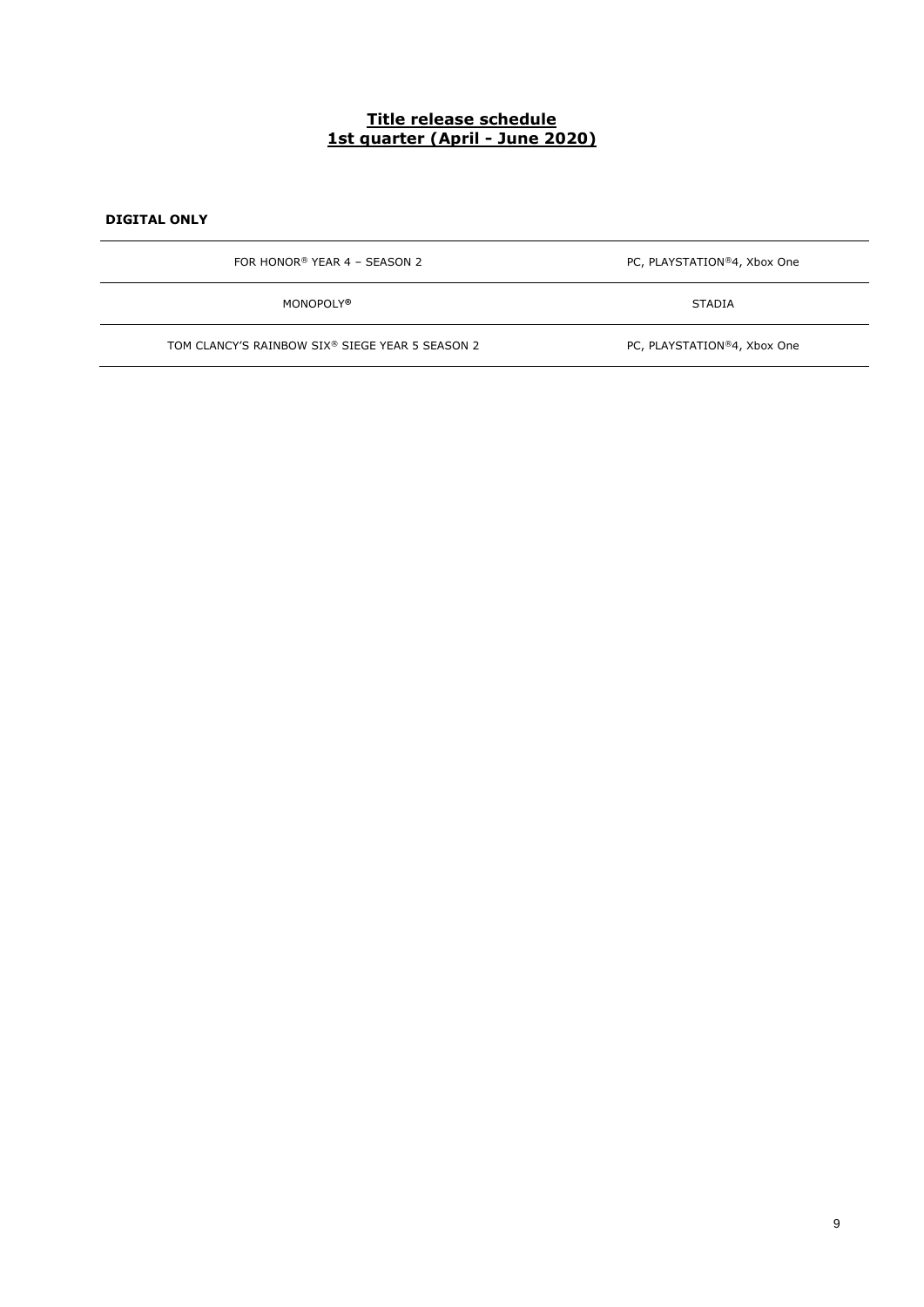# **Title release schedule**
# **1st quarter (April - June 2020)**

**DIGITAL ONLY**

| | |
|---|---|
| FOR HONOR® YEAR 4 – SEASON 2 | PC, PLAYSTATION®4, Xbox One |
| MONOPOLY® | STADIA |
| TOM CLANCY'S RAINBOW SIX® SIEGE YEAR 5 SEASON 2 | PC, PLAYSTATION®4, Xbox One |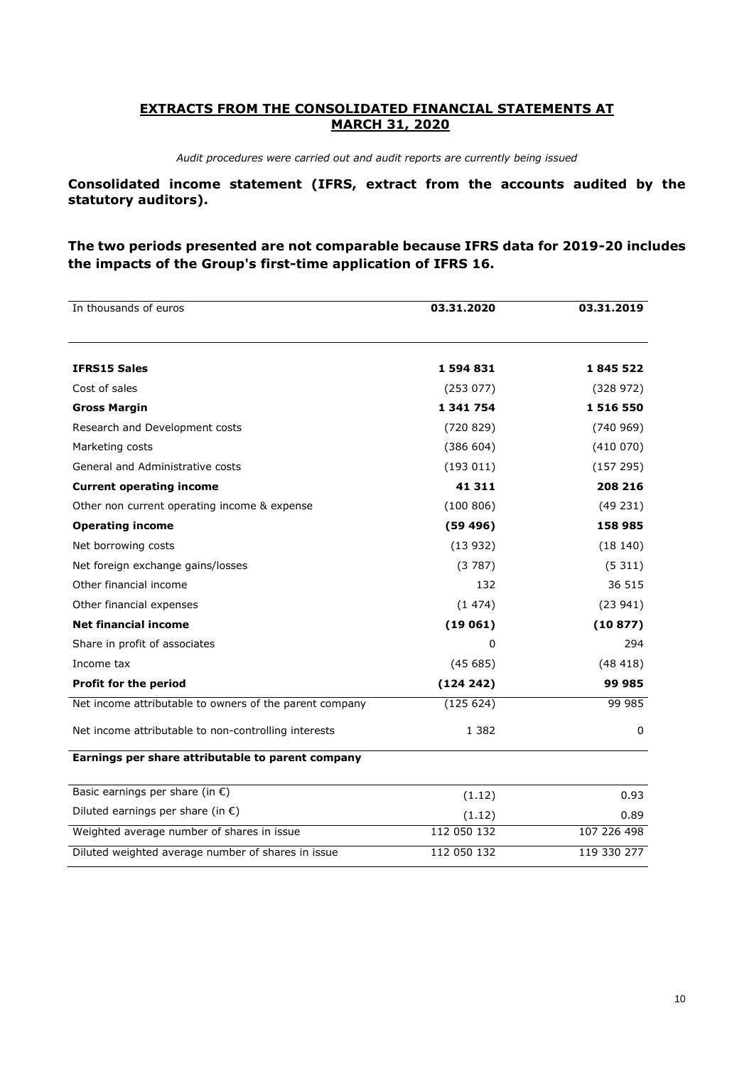## EXTRACTS FROM THE CONSOLIDATED FINANCIAL STATEMENTS AT MARCH 31, 2020

*Audit procedures were carried out and audit reports are currently being issued*

**Consolidated income statement (IFRS, extract from the accounts audited by the statutory auditors).**

**The two periods presented are not comparable because IFRS data for 2019-20 includes the impacts of the Group's first-time application of IFRS 16.**

| In thousands of euros | 03.31.2020 | 03.31.2019 |
|---|---|---|
| **IFRS15 Sales** | **1 594 831** | **1 845 522** |
| Cost of sales | (253 077) | (328 972) |
| **Gross Margin** | **1 341 754** | **1 516 550** |
| Research and Development costs | (720 829) | (740 969) |
| Marketing costs | (386 604) | (410 070) |
| General and Administrative costs | (193 011) | (157 295) |
| **Current operating income** | **41 311** | **208 216** |
| Other non current operating income & expense | (100 806) | (49 231) |
| **Operating income** | **(59 496)** | **158 985** |
| Net borrowing costs | (13 932) | (18 140) |
| Net foreign exchange gains/losses | (3 787) | (5 311) |
| Other financial income | 132 | 36 515 |
| Other financial expenses | (1 474) | (23 941) |
| **Net financial income** | **(19 061)** | **(10 877)** |
| Share in profit of associates | 0 | 294 |
| Income tax | (45 685) | (48 418) |
| **Profit for the period** | **(124 242)** | **99 985** |
| Net income attributable to owners of the parent company | (125 624) | 99 985 |
| Net income attributable to non-controlling interests | 1 382 | 0 |
| **Earnings per share attributable to parent company** | | |
| Basic earnings per share (in €) | (1.12) | 0.93 |
| Diluted earnings per share (in €) | (1.12) | 0.89 |
| Weighted average number of shares in issue | 112 050 132 | 107 226 498 |
| Diluted weighted average number of shares in issue | 112 050 132 | 119 330 277 |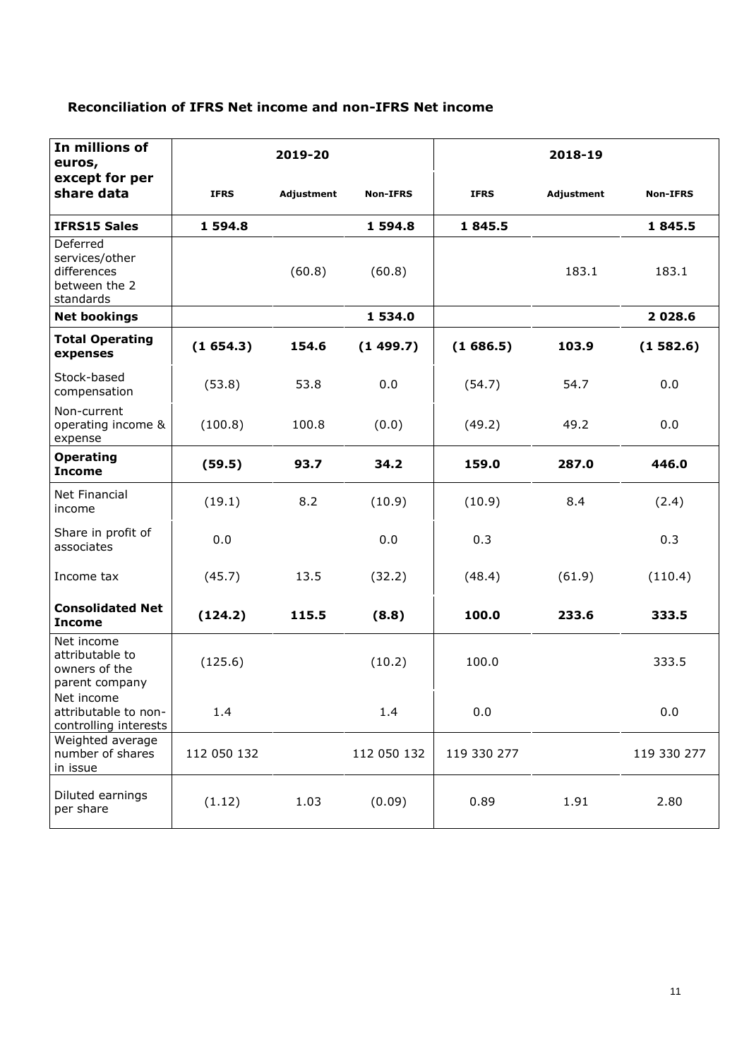## Reconciliation of IFRS Net income and non-IFRS Net income

| In millions of euros, except for per share data | 2019-20 | | | 2018-19 | | |
|---|---|---|---|---|---|---|
| | IFRS | Adjustment | Non-IFRS | IFRS | Adjustment | Non-IFRS |
| **IFRS15 Sales** | **1 594.8** | | **1 594.8** | **1 845.5** | | **1 845.5** |
| Deferred services/other differences between the 2 standards | | (60.8) | (60.8) | | 183.1 | 183.1 |
| **Net bookings** | | | **1 534.0** | | | **2 028.6** |
| **Total Operating expenses** | **(1 654.3)** | **154.6** | **(1 499.7)** | **(1 686.5)** | **103.9** | **(1 582.6)** |
| Stock-based compensation | (53.8) | 53.8 | 0.0 | (54.7) | 54.7 | 0.0 |
| Non-current operating income & expense | (100.8) | 100.8 | (0.0) | (49.2) | 49.2 | 0.0 |
| **Operating Income** | **(59.5)** | **93.7** | **34.2** | **159.0** | **287.0** | **446.0** |
| Net Financial income | (19.1) | 8.2 | (10.9) | (10.9) | 8.4 | (2.4) |
| Share in profit of associates | 0.0 | | 0.0 | 0.3 | | 0.3 |
| Income tax | (45.7) | 13.5 | (32.2) | (48.4) | (61.9) | (110.4) |
| **Consolidated Net Income** | **(124.2)** | **115.5** | **(8.8)** | **100.0** | **233.6** | **333.5** |
| Net income attributable to owners of the parent company | (125.6) | | (10.2) | 100.0 | | 333.5 |
| Net income attributable to non-controlling interests | 1.4 | | 1.4 | 0.0 | | 0.0 |
| Weighted average number of shares in issue | 112 050 132 | | 112 050 132 | 119 330 277 | | 119 330 277 |
| Diluted earnings per share | (1.12) | 1.03 | (0.09) | 0.89 | 1.91 | 2.80 |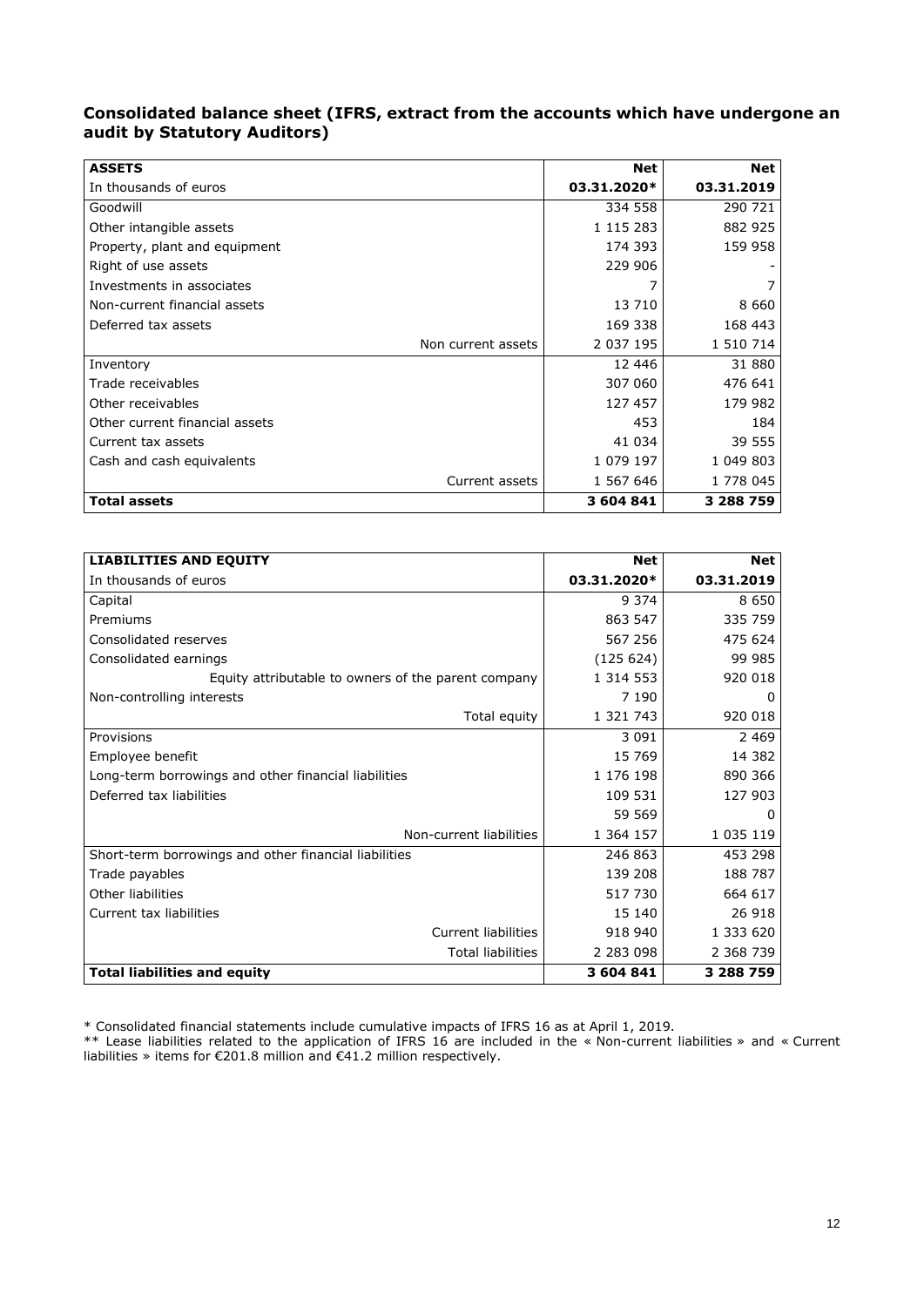## Consolidated balance sheet (IFRS, extract from the accounts which have undergone an audit by Statutory Auditors)

| ASSETS | Net | Net |
|---|---|---|
| In thousands of euros | 03.31.2020* | 03.31.2019 |
| Goodwill | 334 558 | 290 721 |
| Other intangible assets | 1 115 283 | 882 925 |
| Property, plant and equipment | 174 393 | 159 958 |
| Right of use assets | 229 906 | - |
| Investments in associates | 7 | 7 |
| Non-current financial assets | 13 710 | 8 660 |
| Deferred tax assets | 169 338 | 168 443 |
| Non current assets | 2 037 195 | 1 510 714 |
| Inventory | 12 446 | 31 880 |
| Trade receivables | 307 060 | 476 641 |
| Other receivables | 127 457 | 179 982 |
| Other current financial assets | 453 | 184 |
| Current tax assets | 41 034 | 39 555 |
| Cash and cash equivalents | 1 079 197 | 1 049 803 |
| Current assets | 1 567 646 | 1 778 045 |
| **Total assets** | **3 604 841** | **3 288 759** |

| LIABILITIES AND EQUITY | Net | Net |
|---|---|---|
| In thousands of euros | 03.31.2020* | 03.31.2019 |
| Capital | 9 374 | 8 650 |
| Premiums | 863 547 | 335 759 |
| Consolidated reserves | 567 256 | 475 624 |
| Consolidated earnings | (125 624) | 99 985 |
| Equity attributable to owners of the parent company | 1 314 553 | 920 018 |
| Non-controlling interests | 7 190 | 0 |
| Total equity | 1 321 743 | 920 018 |
| Provisions | 3 091 | 2 469 |
| Employee benefit | 15 769 | 14 382 |
| Long-term borrowings and other financial liabilities | 1 176 198 | 890 366 |
| Deferred tax liabilities | 109 531 | 127 903 |
| | 59 569 | 0 |
| Non-current liabilities | 1 364 157 | 1 035 119 |
| Short-term borrowings and other financial liabilities | 246 863 | 453 298 |
| Trade payables | 139 208 | 188 787 |
| Other liabilities | 517 730 | 664 617 |
| Current tax liabilities | 15 140 | 26 918 |
| Current liabilities | 918 940 | 1 333 620 |
| Total liabilities | 2 283 098 | 2 368 739 |
| **Total liabilities and equity** | **3 604 841** | **3 288 759** |

\* Consolidated financial statements include cumulative impacts of IFRS 16 as at April 1, 2019.

\*\* Lease liabilities related to the application of IFRS 16 are included in the « Non-current liabilities » and « Current liabilities » items for €201.8 million and €41.2 million respectively.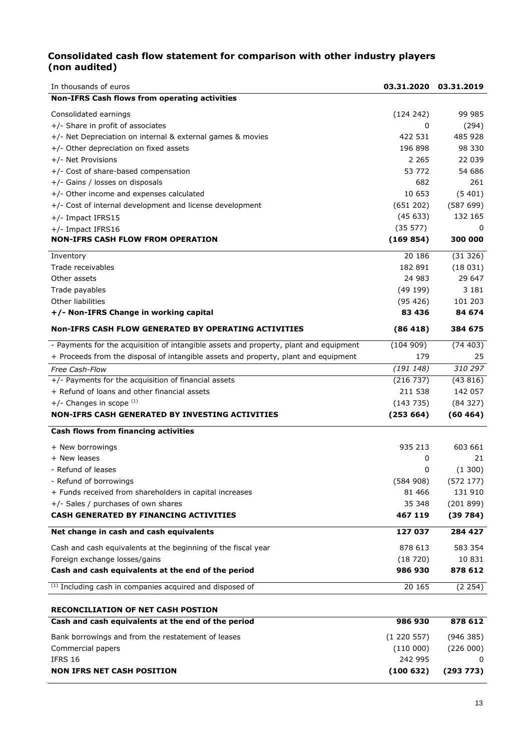## Consolidated cash flow statement for comparison with other industry players (non audited)

| In thousands of euros | 03.31.2020 | 03.31.2019 |
|---|---|---|
| **Non-IFRS Cash flows from operating activities** | | |
| Consolidated earnings | (124 242) | 99 985 |
| +/- Share in profit of associates | 0 | (294) |
| +/- Net Depreciation on internal & external games & movies | 422 531 | 485 928 |
| +/- Other depreciation on fixed assets | 196 898 | 98 330 |
| +/- Net Provisions | 2 265 | 22 039 |
| +/- Cost of share-based compensation | 53 772 | 54 686 |
| +/- Gains / losses on disposals | 682 | 261 |
| +/- Other income and expenses calculated | 10 653 | (5 401) |
| +/- Cost of internal development and license development | (651 202) | (587 699) |
| +/- Impact IFRS15 | (45 633) | 132 165 |
| +/- Impact IFRS16 | (35 577) | 0 |
| **NON-IFRS CASH FLOW FROM OPERATION** | **(169 854)** | **300 000** |
| Inventory | 20 186 | (31 326) |
| Trade receivables | 182 891 | (18 031) |
| Other assets | 24 983 | 29 647 |
| Trade payables | (49 199) | 3 181 |
| Other liabilities | (95 426) | 101 203 |
| **+/- Non-IFRS Change in working capital** | **83 436** | **84 674** |
| **Non-IFRS CASH FLOW GENERATED BY OPERATING ACTIVITIES** | **(86 418)** | **384 675** |
| - Payments for the acquisition of intangible assets and property, plant and equipment | (104 909) | (74 403) |
| + Proceeds from the disposal of intangible assets and property, plant and equipment | 179 | 25 |
| *Free Cash-Flow* | *(191 148)* | *310 297* |
| +/- Payments for the acquisition of financial assets | (216 737) | (43 816) |
| + Refund of loans and other financial assets | 211 538 | 142 057 |
| +/- Changes in scope [(1)] | (143 735) | (84 327) |
| **NON-IFRS CASH GENERATED BY INVESTING ACTIVITIES** | **(253 664)** | **(60 464)** |
| **Cash flows from financing activities** | | |
| + New borrowings | 935 213 | 603 661 |
| + New leases | 0 | 21 |
| - Refund of leases | 0 | (1 300) |
| - Refund of borrowings | (584 908) | (572 177) |
| + Funds received from shareholders in capital increases | 81 466 | 131 910 |
| +/- Sales / purchases of own shares | 35 348 | (201 899) |
| **CASH GENERATED BY FINANCING ACTIVITIES** | **467 119** | **(39 784)** |
| **Net change in cash and cash equivalents** | **127 037** | **284 427** |
| Cash and cash equivalents at the beginning of the fiscal year | 878 613 | 583 354 |
| Foreign exchange losses/gains | (18 720) | 10 831 |
| **Cash and cash equivalents at the end of the period** | **986 930** | **878 612** |
| [(1)] Including cash in companies acquired and disposed of | 20 165 | (2 254) |

**RECONCILIATION OF NET CASH POSTION**

| | | |
|---|---|---|
| **Cash and cash equivalents at the end of the period** | **986 930** | **878 612** |
| Bank borrowings and from the restatement of leases | (1 220 557) | (946 385) |
| Commercial papers | (110 000) | (226 000) |
| IFRS 16 | 242 995 | 0 |
| **NON IFRS NET CASH POSITION** | **(100 632)** | **(293 773)** |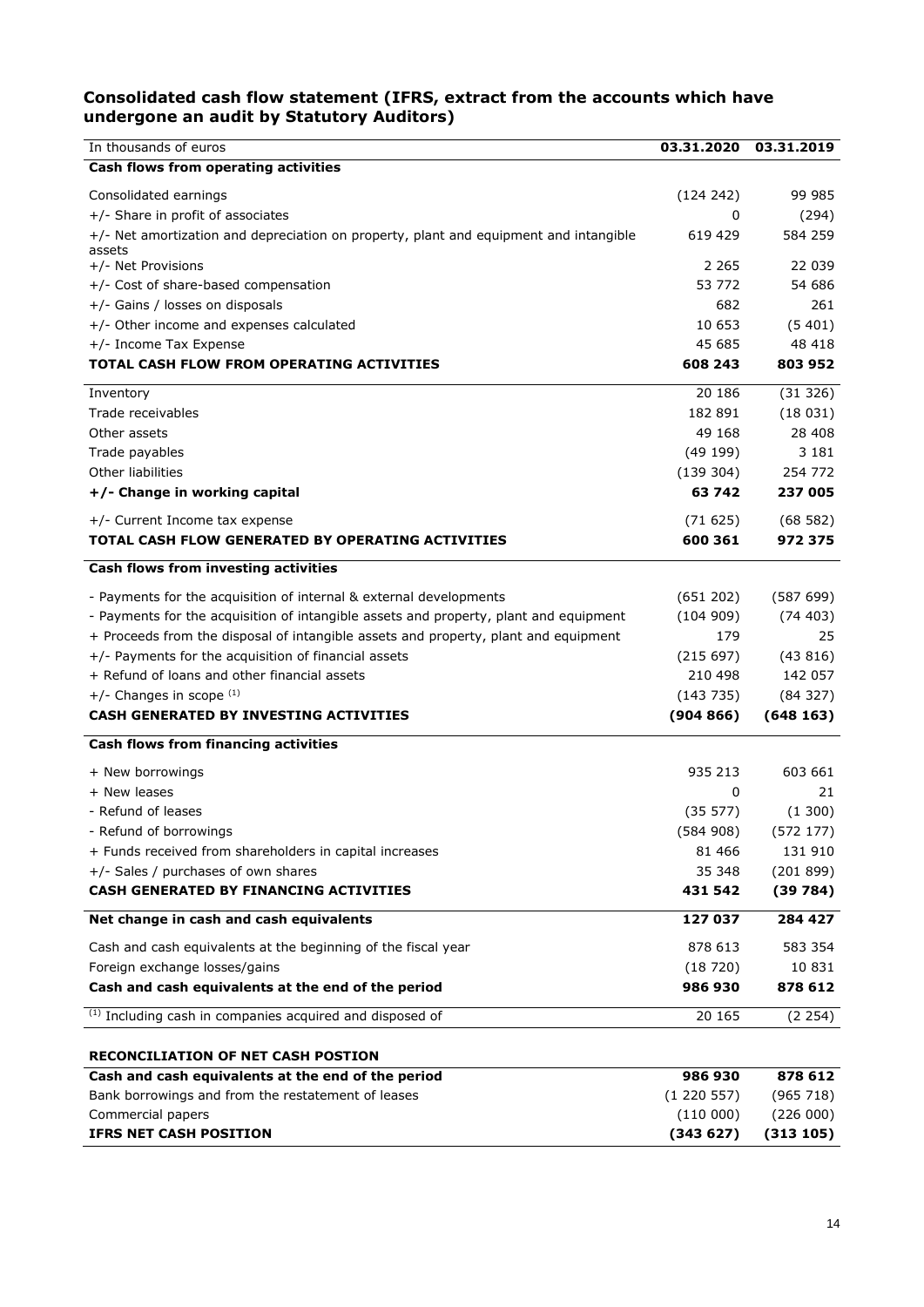## Consolidated cash flow statement (IFRS, extract from the accounts which have undergone an audit by Statutory Auditors)

| In thousands of euros | 03.31.2020 | 03.31.2019 |
|---|---|---|
| **Cash flows from operating activities** | | |
| Consolidated earnings | (124 242) | 99 985 |
| +/- Share in profit of associates | 0 | (294) |
| +/- Net amortization and depreciation on property, plant and equipment and intangible assets | 619 429 | 584 259 |
| +/- Net Provisions | 2 265 | 22 039 |
| +/- Cost of share-based compensation | 53 772 | 54 686 |
| +/- Gains / losses on disposals | 682 | 261 |
| +/- Other income and expenses calculated | 10 653 | (5 401) |
| +/- Income Tax Expense | 45 685 | 48 418 |
| **TOTAL CASH FLOW FROM OPERATING ACTIVITIES** | **608 243** | **803 952** |
| Inventory | 20 186 | (31 326) |
| Trade receivables | 182 891 | (18 031) |
| Other assets | 49 168 | 28 408 |
| Trade payables | (49 199) | 3 181 |
| Other liabilities | (139 304) | 254 772 |
| **+/- Change in working capital** | **63 742** | **237 005** |
| +/- Current Income tax expense | (71 625) | (68 582) |
| **TOTAL CASH FLOW GENERATED BY OPERATING ACTIVITIES** | **600 361** | **972 375** |
| **Cash flows from investing activities** | | |
| - Payments for the acquisition of internal & external developments | (651 202) | (587 699) |
| - Payments for the acquisition of intangible assets and property, plant and equipment | (104 909) | (74 403) |
| + Proceeds from the disposal of intangible assets and property, plant and equipment | 179 | 25 |
| +/- Payments for the acquisition of financial assets | (215 697) | (43 816) |
| + Refund of loans and other financial assets | 210 498 | 142 057 |
| +/- Changes in scope [(1)] | (143 735) | (84 327) |
| **CASH GENERATED BY INVESTING ACTIVITIES** | **(904 866)** | **(648 163)** |
| **Cash flows from financing activities** | | |
| + New borrowings | 935 213 | 603 661 |
| + New leases | 0 | 21 |
| - Refund of leases | (35 577) | (1 300) |
| - Refund of borrowings | (584 908) | (572 177) |
| + Funds received from shareholders in capital increases | 81 466 | 131 910 |
| +/- Sales / purchases of own shares | 35 348 | (201 899) |
| **CASH GENERATED BY FINANCING ACTIVITIES** | **431 542** | **(39 784)** |
| **Net change in cash and cash equivalents** | **127 037** | **284 427** |
| Cash and cash equivalents at the beginning of the fiscal year | 878 613 | 583 354 |
| Foreign exchange losses/gains | (18 720) | 10 831 |
| **Cash and cash equivalents at the end of the period** | **986 930** | **878 612** |
| [(1)] Including cash in companies acquired and disposed of | 20 165 | (2 254) |

| | | |
|---|---|---|
| **RECONCILIATION OF NET CASH POSTION** | | |
| **Cash and cash equivalents at the end of the period** | **986 930** | **878 612** |
| Bank borrowings and from the restatement of leases | (1 220 557) | (965 718) |
| Commercial papers | (110 000) | (226 000) |
| **IFRS NET CASH POSITION** | **(343 627)** | **(313 105)** |